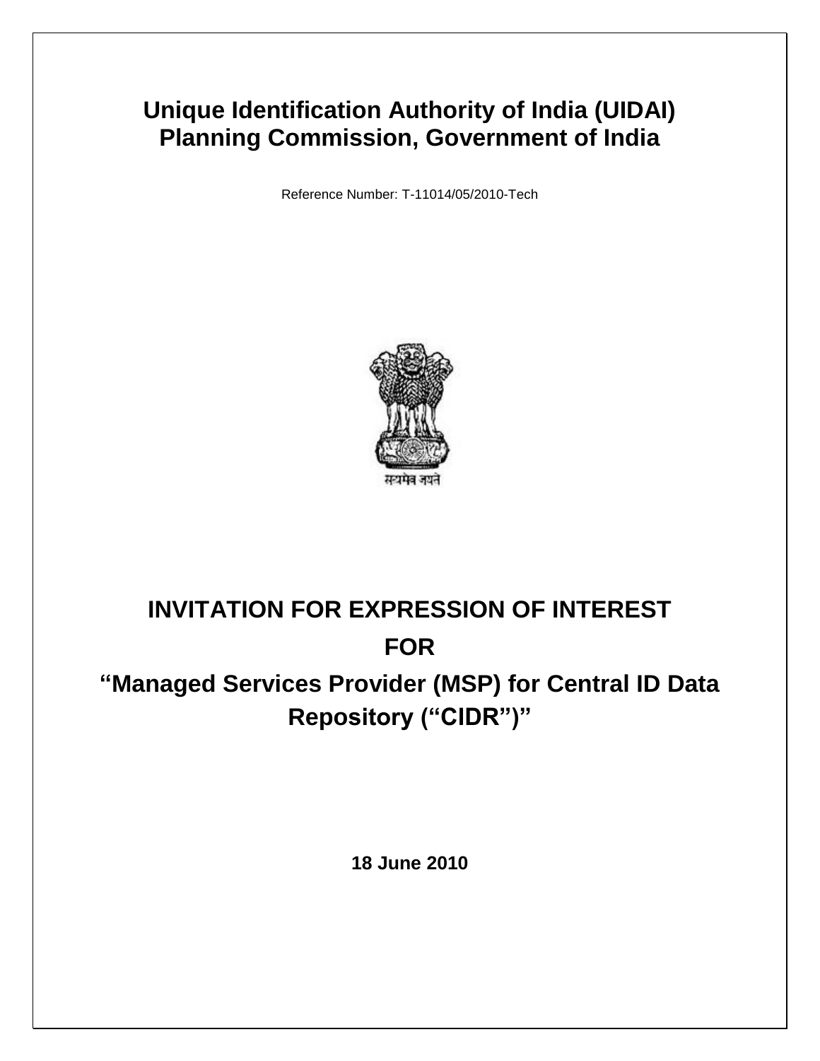# Unique Identification Authority of India (UIDAI)
# Planning Commission, Government of India

Reference Number: T-11014/05/2010-Tech

सत्यमेव जयते

# INVITATION FOR EXPRESSION OF INTEREST

# FOR

# "Managed Services Provider (MSP) for Central ID Data Repository ("CIDR")"

**18 June 2010**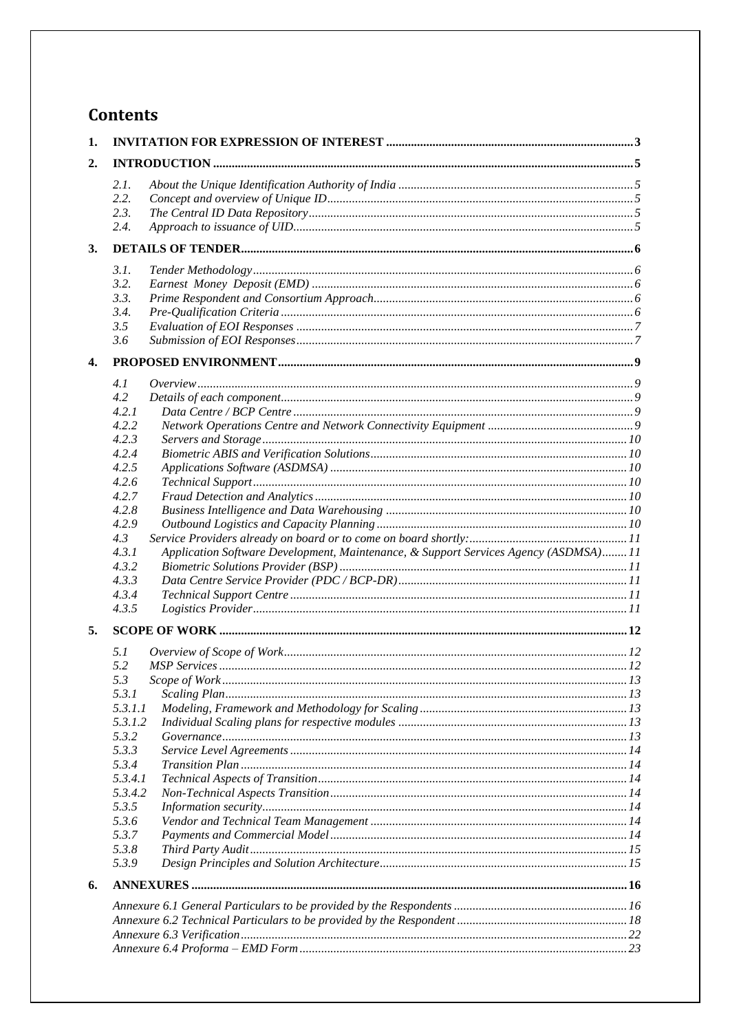# Contents

1. **INVITATION FOR EXPRESSION OF INTEREST** ........ 3
2. **INTRODUCTION** ........ 5
   - 2.1. *About the Unique Identification Authority of India* ........ 5
   - 2.2. *Concept and overview of Unique ID* ........ 5
   - 2.3. *The Central ID Data Repository* ........ 5
   - 2.4. *Approach to issuance of UID* ........ 5
3. **DETAILS OF TENDER** ........ 6
   - 3.1. *Tender Methodology* ........ 6
   - 3.2. *Earnest Money Deposit (EMD)* ........ 6
   - 3.3. *Prime Respondent and Consortium Approach* ........ 6
   - 3.4. *Pre-Qualification Criteria* ........ 6
   - 3.5 *Evaluation of EOI Responses* ........ 7
   - 3.6 *Submission of EOI Responses* ........ 7
4. **PROPOSED ENVIRONMENT** ........ 9
   - 4.1 *Overview* ........ 9
   - 4.2 *Details of each component* ........ 9
   - 4.2.1 *Data Centre / BCP Centre* ........ 9
   - 4.2.2 *Network Operations Centre and Network Connectivity Equipment* ........ 9
   - 4.2.3 *Servers and Storage* ........ 10
   - 4.2.4 *Biometric ABIS and Verification Solutions* ........ 10
   - 4.2.5 *Applications Software (ASDMSA)* ........ 10
   - 4.2.6 *Technical Support* ........ 10
   - 4.2.7 *Fraud Detection and Analytics* ........ 10
   - 4.2.8 *Business Intelligence and Data Warehousing* ........ 10
   - 4.2.9 *Outbound Logistics and Capacity Planning* ........ 10
   - 4.3 *Service Providers already on board or to come on board shortly:* ........ 11
   - 4.3.1 *Application Software Development, Maintenance, & Support Services Agency (ASDMSA)* ........ 11
   - 4.3.2 *Biometric Solutions Provider (BSP)* ........ 11
   - 4.3.3 *Data Centre Service Provider (PDC / BCP-DR)* ........ 11
   - 4.3.4 *Technical Support Centre* ........ 11
   - 4.3.5 *Logistics Provider* ........ 11
5. **SCOPE OF WORK** ........ 12
   - 5.1 *Overview of Scope of Work* ........ 12
   - 5.2 *MSP Services* ........ 12
   - 5.3 *Scope of Work* ........ 13
   - 5.3.1 *Scaling Plan* ........ 13
   - 5.3.1.1 *Modeling, Framework and Methodology for Scaling* ........ 13
   - 5.3.1.2 *Individual Scaling plans for respective modules* ........ 13
   - 5.3.2 *Governance* ........ 13
   - 5.3.3 *Service Level Agreements* ........ 14
   - 5.3.4 *Transition Plan* ........ 14
   - 5.3.4.1 *Technical Aspects of Transition* ........ 14
   - 5.3.4.2 *Non-Technical Aspects Transition* ........ 14
   - 5.3.5 *Information security* ........ 14
   - 5.3.6 *Vendor and Technical Team Management* ........ 14
   - 5.3.7 *Payments and Commercial Model* ........ 14
   - 5.3.8 *Third Party Audit* ........ 15
   - 5.3.9 *Design Principles and Solution Architecture* ........ 15
6. **ANNEXURES** ........ 16
   - *Annexure 6.1 General Particulars to be provided by the Respondents* ........ 16
   - *Annexure 6.2 Technical Particulars to be provided by the Respondent* ........ 18
   - *Annexure 6.3 Verification* ........ 22
   - *Annexure 6.4 Proforma – EMD Form* ........ 23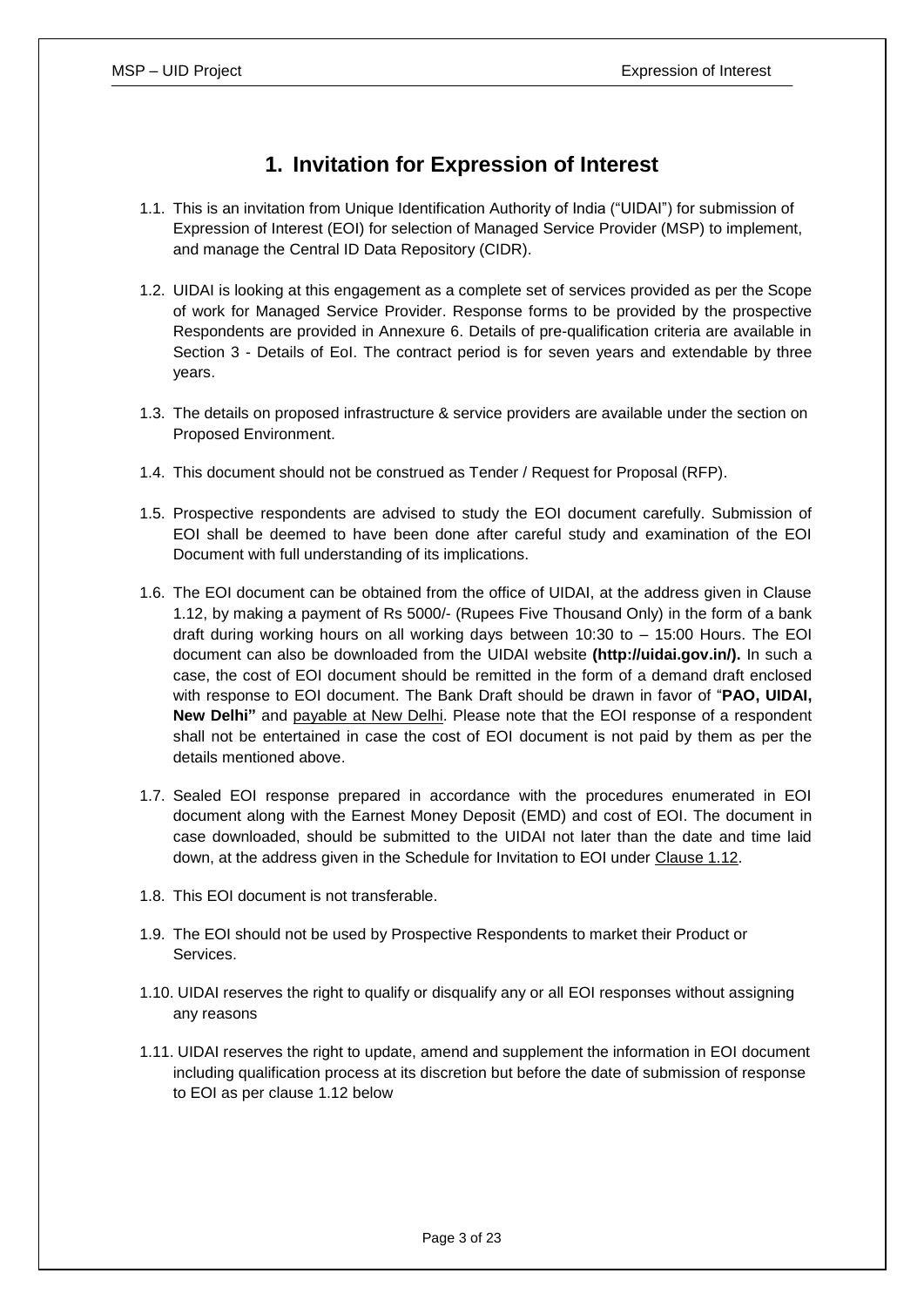# 1. Invitation for Expression of Interest

1.1. This is an invitation from Unique Identification Authority of India ("UIDAI") for submission of Expression of Interest (EOI) for selection of Managed Service Provider (MSP) to implement, and manage the Central ID Data Repository (CIDR).

1.2. UIDAI is looking at this engagement as a complete set of services provided as per the Scope of work for Managed Service Provider. Response forms to be provided by the prospective Respondents are provided in Annexure 6. Details of pre-qualification criteria are available in Section 3 - Details of EoI. The contract period is for seven years and extendable by three years.

1.3. The details on proposed infrastructure & service providers are available under the section on Proposed Environment.

1.4. This document should not be construed as Tender / Request for Proposal (RFP).

1.5. Prospective respondents are advised to study the EOI document carefully. Submission of EOI shall be deemed to have been done after careful study and examination of the EOI Document with full understanding of its implications.

1.6. The EOI document can be obtained from the office of UIDAI, at the address given in Clause 1.12, by making a payment of Rs 5000/- (Rupees Five Thousand Only) in the form of a bank draft during working hours on all working days between 10:30 to – 15:00 Hours. The EOI document can also be downloaded from the UIDAI website **(http://uidai.gov.in/).** In such a case, the cost of EOI document should be remitted in the form of a demand draft enclosed with response to EOI document. The Bank Draft should be drawn in favor of "**PAO, UIDAI, New Delhi"** and payable at New Delhi. Please note that the EOI response of a respondent shall not be entertained in case the cost of EOI document is not paid by them as per the details mentioned above.

1.7. Sealed EOI response prepared in accordance with the procedures enumerated in EOI document along with the Earnest Money Deposit (EMD) and cost of EOI. The document in case downloaded, should be submitted to the UIDAI not later than the date and time laid down, at the address given in the Schedule for Invitation to EOI under Clause 1.12.

1.8. This EOI document is not transferable.

1.9. The EOI should not be used by Prospective Respondents to market their Product or Services.

1.10. UIDAI reserves the right to qualify or disqualify any or all EOI responses without assigning any reasons

1.11. UIDAI reserves the right to update, amend and supplement the information in EOI document including qualification process at its discretion but before the date of submission of response to EOI as per clause 1.12 below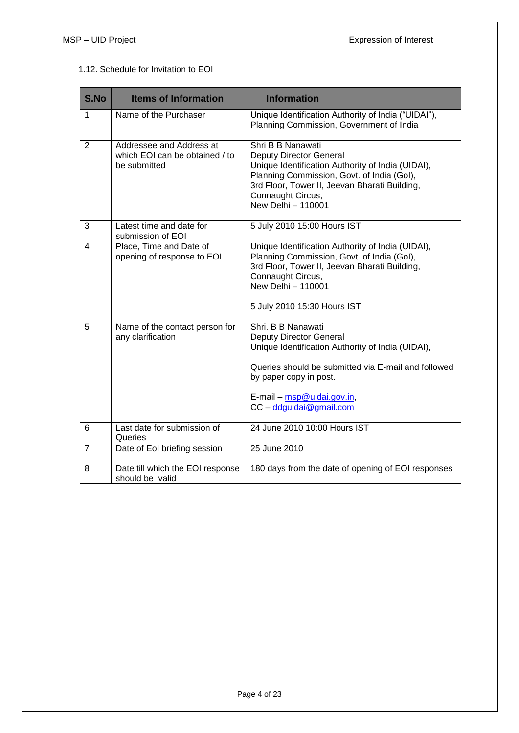1.12. Schedule for Invitation to EOI

| S.No | Items of Information | Information |
|---|---|---|
| 1 | Name of the Purchaser | Unique Identification Authority of India ("UIDAI"), Planning Commission, Government of India |
| 2 | Addressee and Address at which EOI can be obtained / to be submitted | Shri B B Nanawati<br>Deputy Director General<br>Unique Identification Authority of India (UIDAI),<br>Planning Commission, Govt. of India (GoI),<br>3rd Floor, Tower II, Jeevan Bharati Building,<br>Connaught Circus,<br>New Delhi – 110001 |
| 3 | Latest time and date for submission of EOI | 5 July 2010 15:00 Hours IST |
| 4 | Place, Time and Date of opening of response to EOI | Unique Identification Authority of India (UIDAI),<br>Planning Commission, Govt. of India (GoI),<br>3rd Floor, Tower II, Jeevan Bharati Building,<br>Connaught Circus,<br>New Delhi – 110001<br><br>5 July 2010 15:30 Hours IST |
| 5 | Name of the contact person for any clarification | Shri. B B Nanawati<br>Deputy Director General<br>Unique Identification Authority of India (UIDAI),<br><br>Queries should be submitted via E-mail and followed by paper copy in post.<br><br>E-mail – msp@uidai.gov.in,<br>CC – ddguidai@gmail.com |
| 6 | Last date for submission of Queries | 24 June 2010 10:00 Hours IST |
| 7 | Date of EoI briefing session | 25 June 2010 |
| 8 | Date till which the EOI response should be valid | 180 days from the date of opening of EOI responses |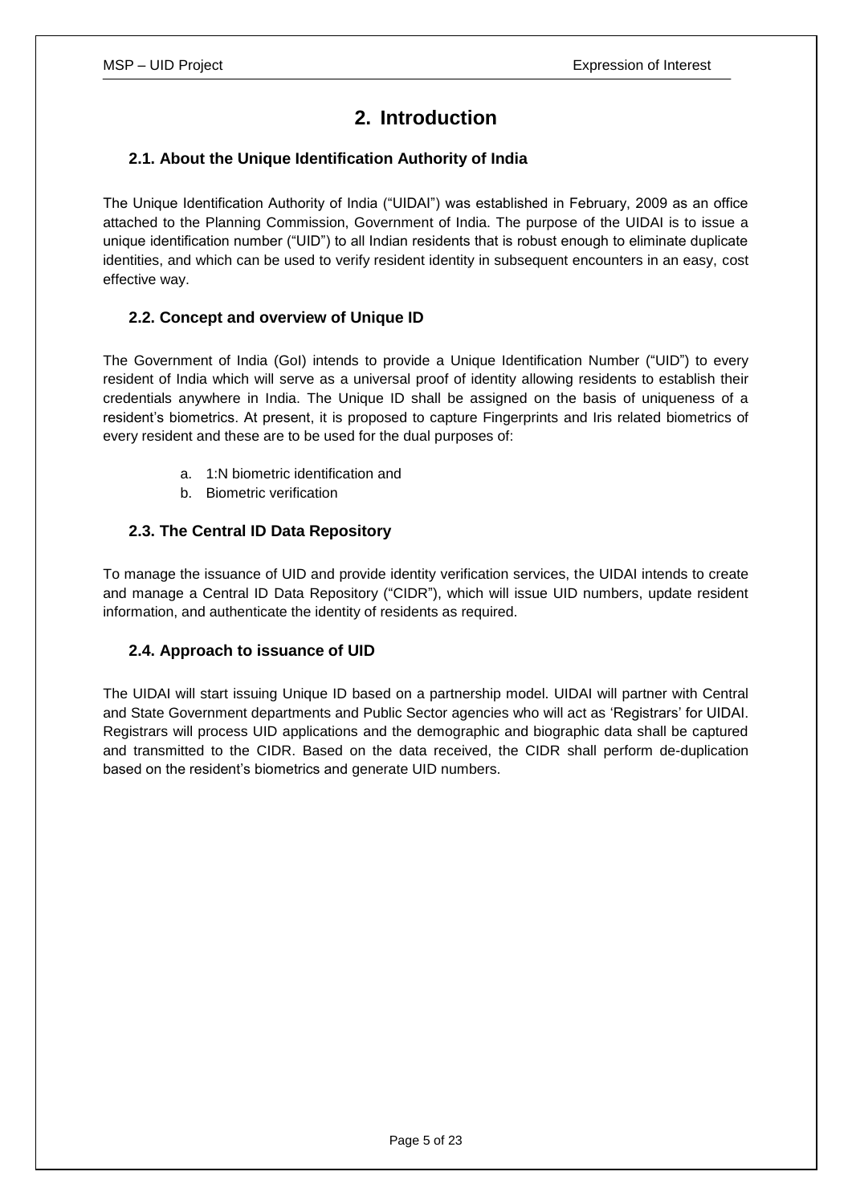# 2. Introduction

## 2.1. About the Unique Identification Authority of India

The Unique Identification Authority of India ("UIDAI") was established in February, 2009 as an office attached to the Planning Commission, Government of India. The purpose of the UIDAI is to issue a unique identification number ("UID") to all Indian residents that is robust enough to eliminate duplicate identities, and which can be used to verify resident identity in subsequent encounters in an easy, cost effective way.

## 2.2. Concept and overview of Unique ID

The Government of India (GoI) intends to provide a Unique Identification Number ("UID") to every resident of India which will serve as a universal proof of identity allowing residents to establish their credentials anywhere in India. The Unique ID shall be assigned on the basis of uniqueness of a resident's biometrics. At present, it is proposed to capture Fingerprints and Iris related biometrics of every resident and these are to be used for the dual purposes of:

a. 1:N biometric identification and
b. Biometric verification

## 2.3. The Central ID Data Repository

To manage the issuance of UID and provide identity verification services, the UIDAI intends to create and manage a Central ID Data Repository ("CIDR"), which will issue UID numbers, update resident information, and authenticate the identity of residents as required.

## 2.4. Approach to issuance of UID

The UIDAI will start issuing Unique ID based on a partnership model. UIDAI will partner with Central and State Government departments and Public Sector agencies who will act as 'Registrars' for UIDAI. Registrars will process UID applications and the demographic and biographic data shall be captured and transmitted to the CIDR. Based on the data received, the CIDR shall perform de-duplication based on the resident's biometrics and generate UID numbers.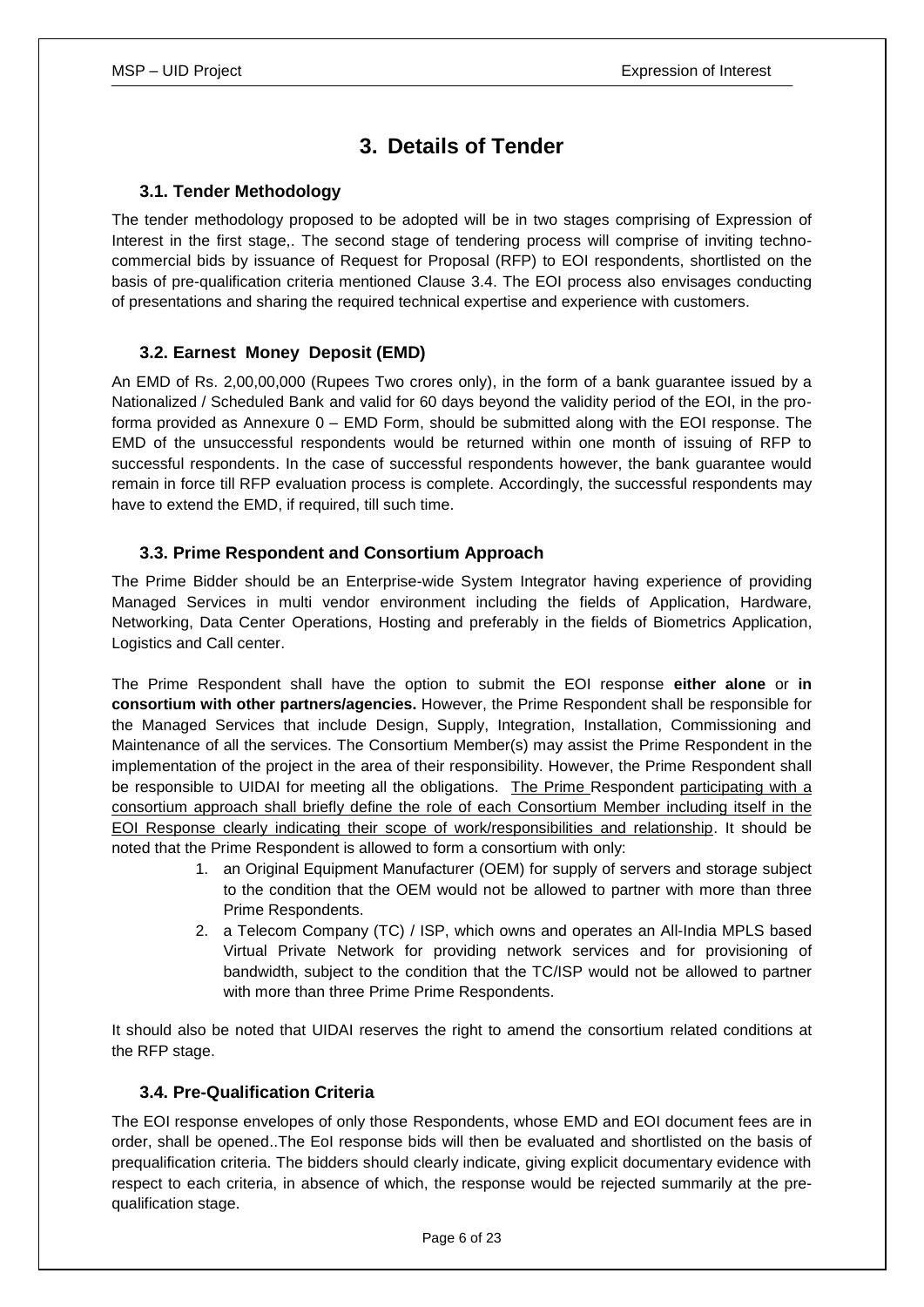# 3. Details of Tender

## 3.1. Tender Methodology

The tender methodology proposed to be adopted will be in two stages comprising of Expression of Interest in the first stage,. The second stage of tendering process will comprise of inviting techno-commercial bids by issuance of Request for Proposal (RFP) to EOI respondents, shortlisted on the basis of pre-qualification criteria mentioned Clause 3.4. The EOI process also envisages conducting of presentations and sharing the required technical expertise and experience with customers.

## 3.2. Earnest Money Deposit (EMD)

An EMD of Rs. 2,00,00,000 (Rupees Two crores only), in the form of a bank guarantee issued by a Nationalized / Scheduled Bank and valid for 60 days beyond the validity period of the EOI, in the pro-forma provided as Annexure 0 – EMD Form, should be submitted along with the EOI response. The EMD of the unsuccessful respondents would be returned within one month of issuing of RFP to successful respondents. In the case of successful respondents however, the bank guarantee would remain in force till RFP evaluation process is complete. Accordingly, the successful respondents may have to extend the EMD, if required, till such time.

## 3.3. Prime Respondent and Consortium Approach

The Prime Bidder should be an Enterprise-wide System Integrator having experience of providing Managed Services in multi vendor environment including the fields of Application, Hardware, Networking, Data Center Operations, Hosting and preferably in the fields of Biometrics Application, Logistics and Call center.

The Prime Respondent shall have the option to submit the EOI response **either alone** or **in consortium with other partners/agencies.** However, the Prime Respondent shall be responsible for the Managed Services that include Design, Supply, Integration, Installation, Commissioning and Maintenance of all the services. The Consortium Member(s) may assist the Prime Respondent in the implementation of the project in the area of their responsibility. However, the Prime Respondent shall be responsible to UIDAI for meeting all the obligations. The Prime Respondent participating with a consortium approach shall briefly define the role of each Consortium Member including itself in the EOI Response clearly indicating their scope of work/responsibilities and relationship. It should be noted that the Prime Respondent is allowed to form a consortium with only:

1. an Original Equipment Manufacturer (OEM) for supply of servers and storage subject to the condition that the OEM would not be allowed to partner with more than three Prime Respondents.
2. a Telecom Company (TC) / ISP, which owns and operates an All-India MPLS based Virtual Private Network for providing network services and for provisioning of bandwidth, subject to the condition that the TC/ISP would not be allowed to partner with more than three Prime Prime Respondents.

It should also be noted that UIDAI reserves the right to amend the consortium related conditions at the RFP stage.

## 3.4. Pre-Qualification Criteria

The EOI response envelopes of only those Respondents, whose EMD and EOI document fees are in order, shall be opened..The EoI response bids will then be evaluated and shortlisted on the basis of prequalification criteria. The bidders should clearly indicate, giving explicit documentary evidence with respect to each criteria, in absence of which, the response would be rejected summarily at the pre-qualification stage.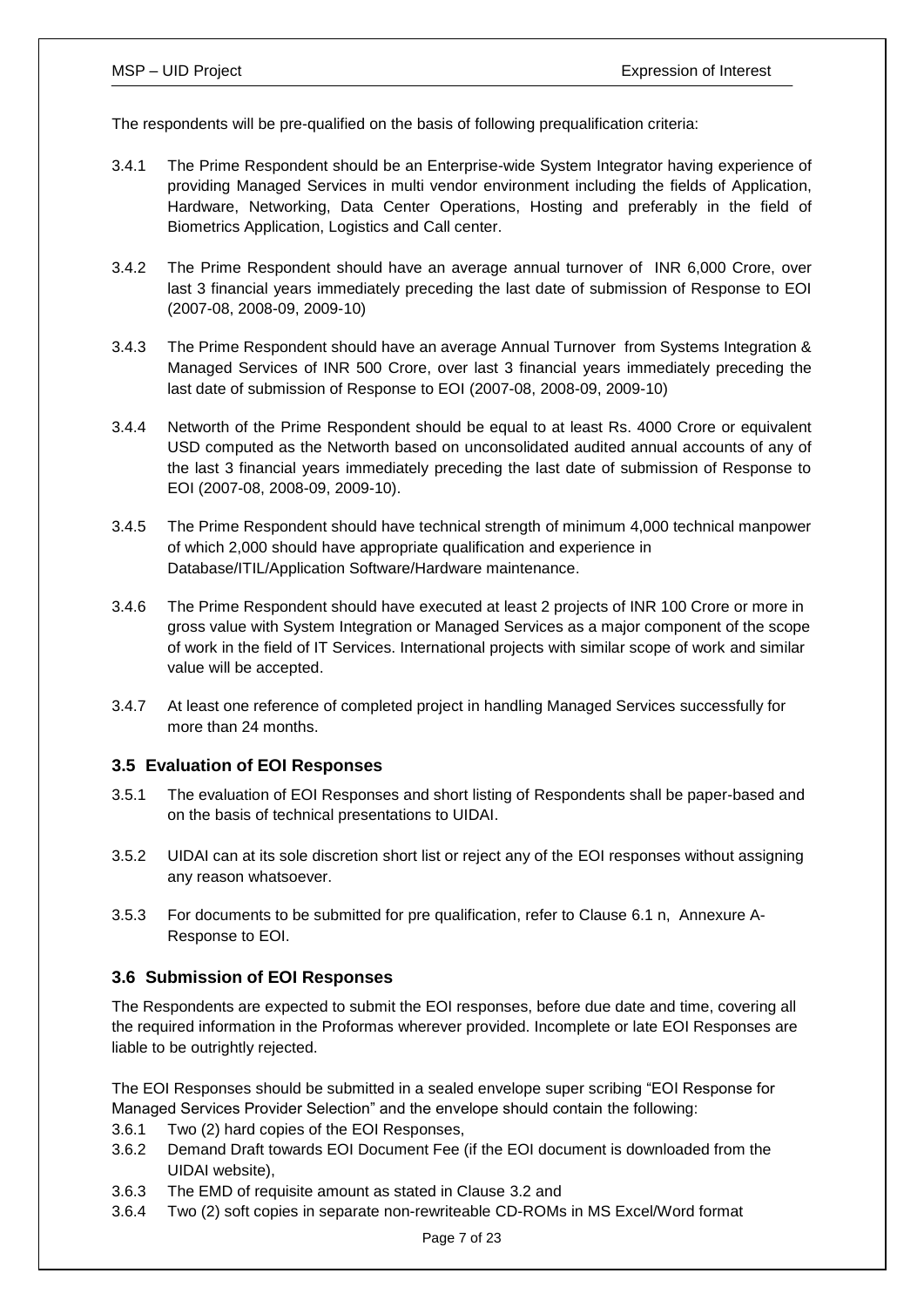The respondents will be pre-qualified on the basis of following prequalification criteria:

3.4.1 The Prime Respondent should be an Enterprise-wide System Integrator having experience of providing Managed Services in multi vendor environment including the fields of Application, Hardware, Networking, Data Center Operations, Hosting and preferably in the field of Biometrics Application, Logistics and Call center.

3.4.2 The Prime Respondent should have an average annual turnover of INR 6,000 Crore, over last 3 financial years immediately preceding the last date of submission of Response to EOI (2007-08, 2008-09, 2009-10)

3.4.3 The Prime Respondent should have an average Annual Turnover from Systems Integration & Managed Services of INR 500 Crore, over last 3 financial years immediately preceding the last date of submission of Response to EOI (2007-08, 2008-09, 2009-10)

3.4.4 Networth of the Prime Respondent should be equal to at least Rs. 4000 Crore or equivalent USD computed as the Networth based on unconsolidated audited annual accounts of any of the last 3 financial years immediately preceding the last date of submission of Response to EOI (2007-08, 2008-09, 2009-10).

3.4.5 The Prime Respondent should have technical strength of minimum 4,000 technical manpower of which 2,000 should have appropriate qualification and experience in Database/ITIL/Application Software/Hardware maintenance.

3.4.6 The Prime Respondent should have executed at least 2 projects of INR 100 Crore or more in gross value with System Integration or Managed Services as a major component of the scope of work in the field of IT Services. International projects with similar scope of work and similar value will be accepted.

3.4.7 At least one reference of completed project in handling Managed Services successfully for more than 24 months.

### 3.5 Evaluation of EOI Responses

3.5.1 The evaluation of EOI Responses and short listing of Respondents shall be paper-based and on the basis of technical presentations to UIDAI.

3.5.2 UIDAI can at its sole discretion short list or reject any of the EOI responses without assigning any reason whatsoever.

3.5.3 For documents to be submitted for pre qualification, refer to Clause 6.1 n, Annexure A-Response to EOI.

### 3.6 Submission of EOI Responses

The Respondents are expected to submit the EOI responses, before due date and time, covering all the required information in the Proformas wherever provided. Incomplete or late EOI Responses are liable to be outrightly rejected.

The EOI Responses should be submitted in a sealed envelope super scribing "EOI Response for Managed Services Provider Selection" and the envelope should contain the following:

3.6.1 Two (2) hard copies of the EOI Responses,

3.6.2 Demand Draft towards EOI Document Fee (if the EOI document is downloaded from the UIDAI website),

3.6.3 The EMD of requisite amount as stated in Clause 3.2 and

3.6.4 Two (2) soft copies in separate non-rewriteable CD-ROMs in MS Excel/Word format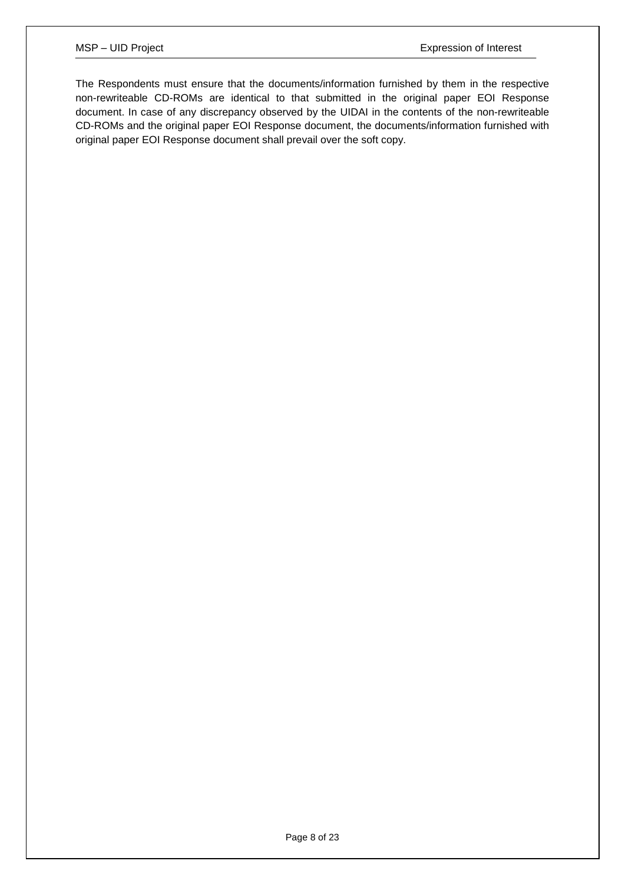The Respondents must ensure that the documents/information furnished by them in the respective non-rewriteable CD-ROMs are identical to that submitted in the original paper EOI Response document. In case of any discrepancy observed by the UIDAI in the contents of the non-rewriteable CD-ROMs and the original paper EOI Response document, the documents/information furnished with original paper EOI Response document shall prevail over the soft copy.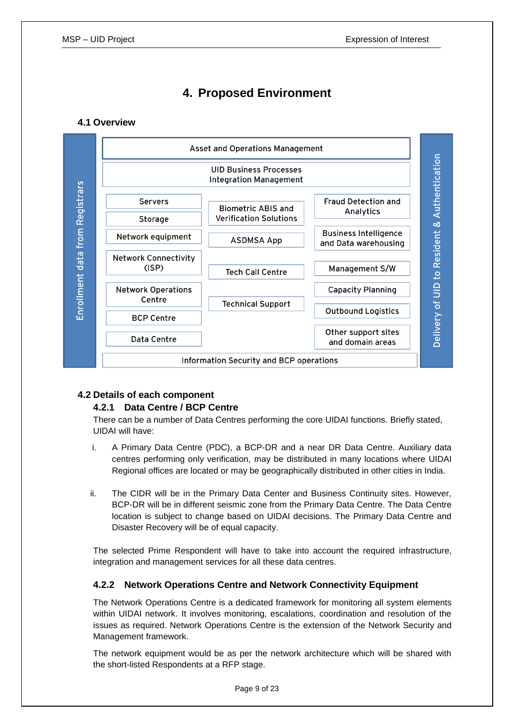# 4. Proposed Environment

## 4.1 Overview

Enrollment data from Registrars

Asset and Operations Management

UID Business Processes Integration Management

| | | |
|---|---|---|
| Servers | Biometric ABIS and Verification Solutions | Fraud Detection and Analytics |
| Storage | ASDMSA App | Business Intelligence and Data warehousing |
| Network equipment | Tech Call Centre | Management S/W |
| Network Connectivity (ISP) | Technical Support | Capacity Planning |
| Network Operations Centre | | Outbound Logistics |
| BCP Centre | | Other support sites and domain areas |
| Data Centre | | |

Information Security and BCP operations

Delivery of UID to Resident & Authentication

## 4.2 Details of each component

### 4.2.1 Data Centre / BCP Centre

There can be a number of Data Centres performing the core UIDAI functions. Briefly stated, UIDAI will have:

i. A Primary Data Centre (PDC), a BCP-DR and a near DR Data Centre. Auxiliary data centres performing only verification, may be distributed in many locations where UIDAI Regional offices are located or may be geographically distributed in other cities in India.

ii. The CIDR will be in the Primary Data Center and Business Continuity sites. However, BCP-DR will be in different seismic zone from the Primary Data Centre. The Data Centre location is subject to change based on UIDAI decisions. The Primary Data Centre and Disaster Recovery will be of equal capacity.

The selected Prime Respondent will have to take into account the required infrastructure, integration and management services for all these data centres.

### 4.2.2 Network Operations Centre and Network Connectivity Equipment

The Network Operations Centre is a dedicated framework for monitoring all system elements within UIDAI network. It involves monitoring, escalations, coordination and resolution of the issues as required. Network Operations Centre is the extension of the Network Security and Management framework.

The network equipment would be as per the network architecture which will be shared with the short-listed Respondents at a RFP stage.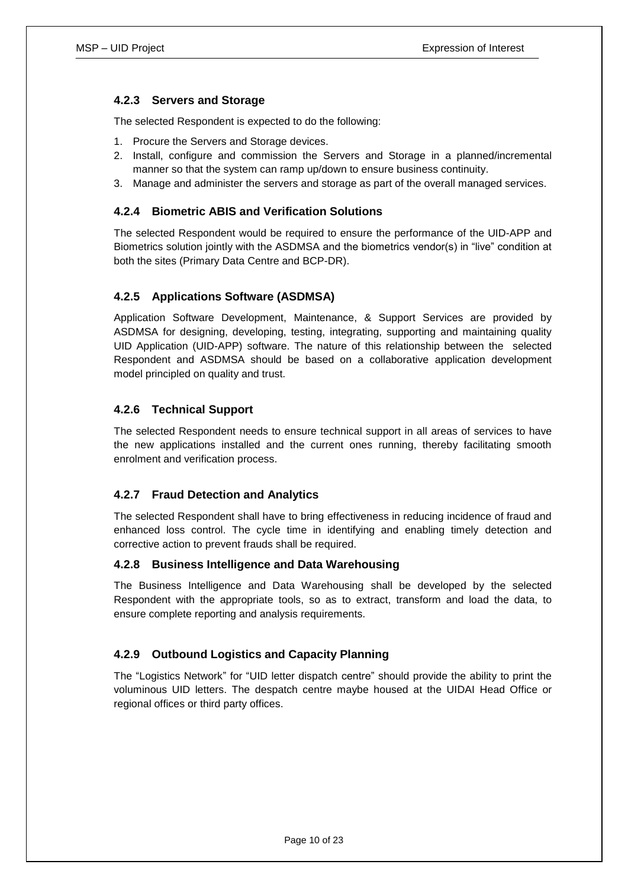### 4.2.3 Servers and Storage

The selected Respondent is expected to do the following:

1. Procure the Servers and Storage devices.
2. Install, configure and commission the Servers and Storage in a planned/incremental manner so that the system can ramp up/down to ensure business continuity.
3. Manage and administer the servers and storage as part of the overall managed services.

### 4.2.4 Biometric ABIS and Verification Solutions

The selected Respondent would be required to ensure the performance of the UID-APP and Biometrics solution jointly with the ASDMSA and the biometrics vendor(s) in "live" condition at both the sites (Primary Data Centre and BCP-DR).

### 4.2.5 Applications Software (ASDMSA)

Application Software Development, Maintenance, & Support Services are provided by ASDMSA for designing, developing, testing, integrating, supporting and maintaining quality UID Application (UID-APP) software. The nature of this relationship between the selected Respondent and ASDMSA should be based on a collaborative application development model principled on quality and trust.

### 4.2.6 Technical Support

The selected Respondent needs to ensure technical support in all areas of services to have the new applications installed and the current ones running, thereby facilitating smooth enrolment and verification process.

### 4.2.7 Fraud Detection and Analytics

The selected Respondent shall have to bring effectiveness in reducing incidence of fraud and enhanced loss control. The cycle time in identifying and enabling timely detection and corrective action to prevent frauds shall be required.

### 4.2.8 Business Intelligence and Data Warehousing

The Business Intelligence and Data Warehousing shall be developed by the selected Respondent with the appropriate tools, so as to extract, transform and load the data, to ensure complete reporting and analysis requirements.

### 4.2.9 Outbound Logistics and Capacity Planning

The "Logistics Network" for "UID letter dispatch centre" should provide the ability to print the voluminous UID letters. The despatch centre maybe housed at the UIDAI Head Office or regional offices or third party offices.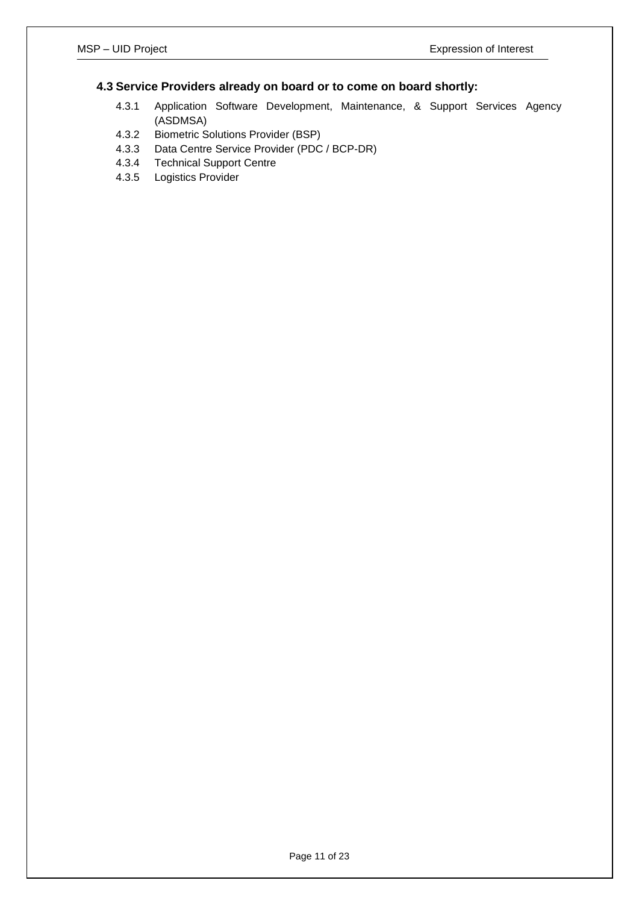## 4.3 Service Providers already on board or to come on board shortly:

4.3.1 Application Software Development, Maintenance, & Support Services Agency (ASDMSA)

4.3.2 Biometric Solutions Provider (BSP)

4.3.3 Data Centre Service Provider (PDC / BCP-DR)

4.3.4 Technical Support Centre

4.3.5 Logistics Provider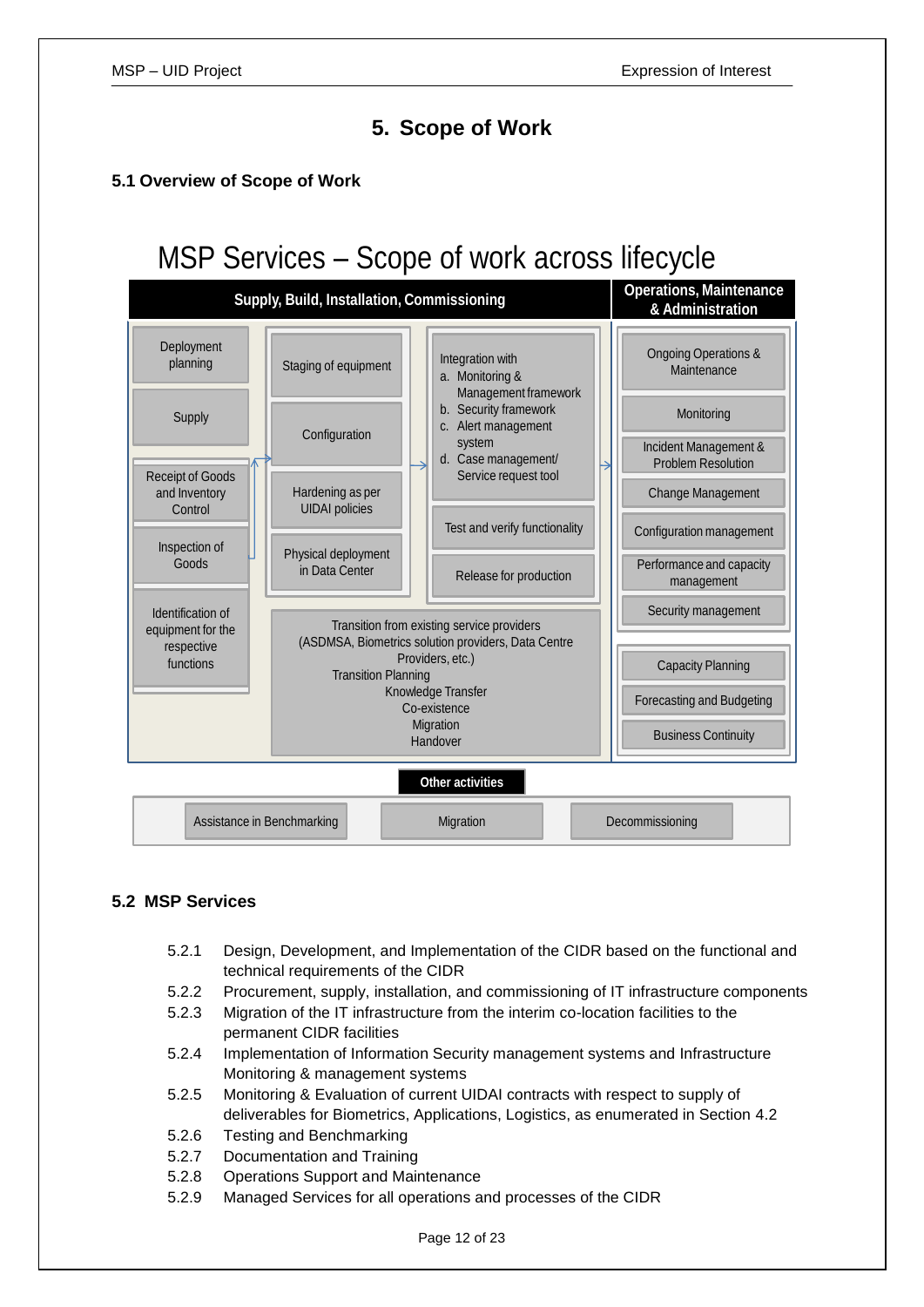# 5. Scope of Work

## 5.1 Overview of Scope of Work

### MSP Services – Scope of work across lifecycle

**Supply, Build, Installation, Commissioning**

- Deployment planning
- Supply
- Receipt of Goods and Inventory Control
- Inspection of Goods
- Identification of equipment for the respective functions
- Staging of equipment
- Configuration
- Hardening as per UIDAI policies
- Physical deployment in Data Center
- Integration with
  - a. Monitoring & Management framework
  - b. Security framework
  - c. Alert management system
  - d. Case management/ Service request tool
- Test and verify functionality
- Release for production
- Transition from existing service providers (ASDMSA, Biometrics solution providers, Data Centre Providers, etc.)
  - Transition Planning
  - Knowledge Transfer
  - Co-existence
  - Migration
  - Handover

**Operations, Maintenance & Administration**

- Ongoing Operations & Maintenance
- Monitoring
- Incident Management & Problem Resolution
- Change Management
- Configuration management
- Performance and capacity management
- Security management
- Capacity Planning
- Forecasting and Budgeting
- Business Continuity

**Other activities**

- Assistance in Benchmarking
- Migration
- Decommissioning

## 5.2 MSP Services

5.2.1 Design, Development, and Implementation of the CIDR based on the functional and technical requirements of the CIDR

5.2.2 Procurement, supply, installation, and commissioning of IT infrastructure components

5.2.3 Migration of the IT infrastructure from the interim co-location facilities to the permanent CIDR facilities

5.2.4 Implementation of Information Security management systems and Infrastructure Monitoring & management systems

5.2.5 Monitoring & Evaluation of current UIDAI contracts with respect to supply of deliverables for Biometrics, Applications, Logistics, as enumerated in Section 4.2

5.2.6 Testing and Benchmarking

5.2.7 Documentation and Training

5.2.8 Operations Support and Maintenance

5.2.9 Managed Services for all operations and processes of the CIDR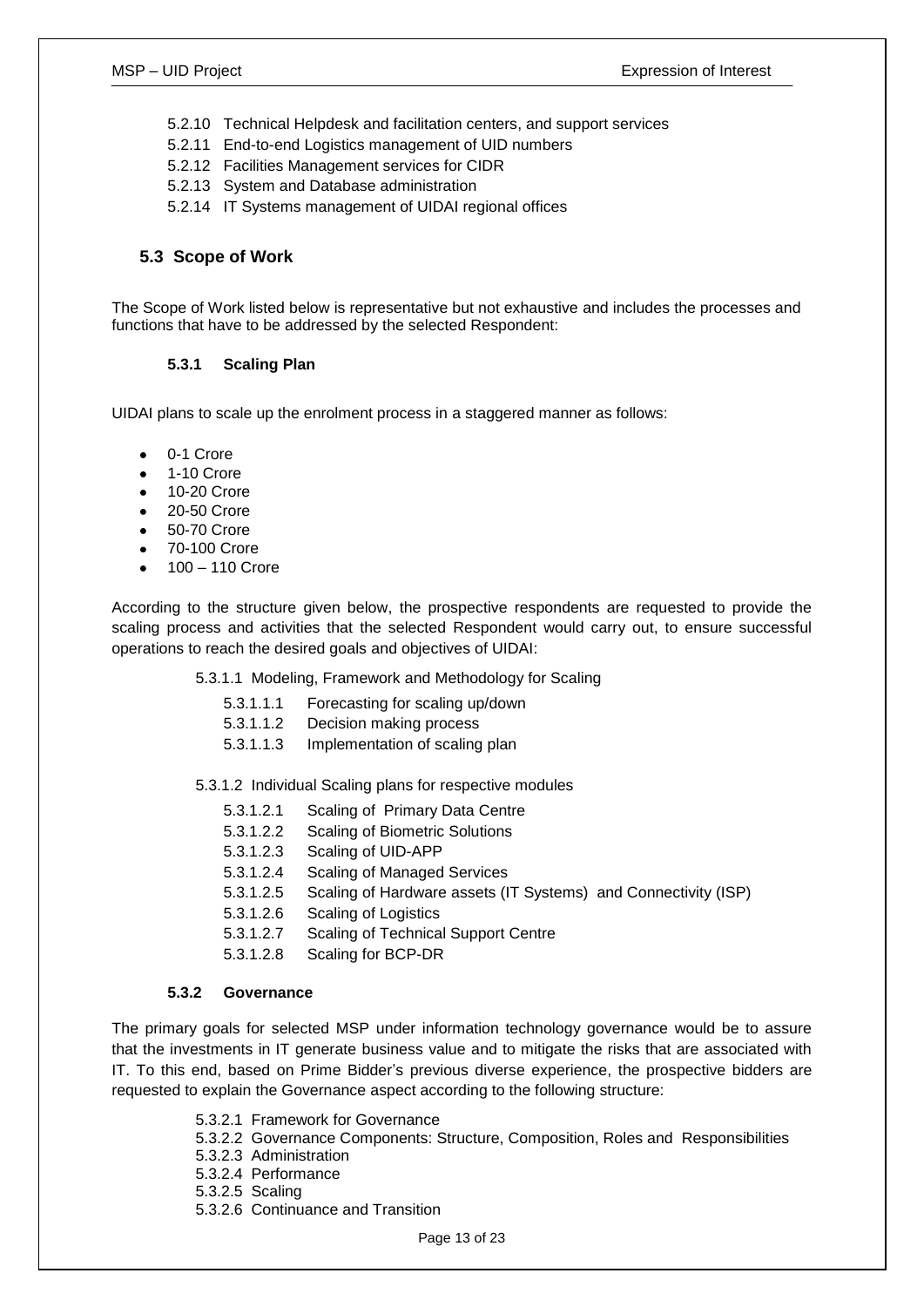- 5.2.10 Technical Helpdesk and facilitation centers, and support services
- 5.2.11 End-to-end Logistics management of UID numbers
- 5.2.12 Facilities Management services for CIDR
- 5.2.13 System and Database administration
- 5.2.14 IT Systems management of UIDAI regional offices

## 5.3 Scope of Work

The Scope of Work listed below is representative but not exhaustive and includes the processes and functions that have to be addressed by the selected Respondent:

### 5.3.1 Scaling Plan

UIDAI plans to scale up the enrolment process in a staggered manner as follows:

- 0-1 Crore
- 1-10 Crore
- 10-20 Crore
- 20-50 Crore
- 50-70 Crore
- 70-100 Crore
- 100 – 110 Crore

According to the structure given below, the prospective respondents are requested to provide the scaling process and activities that the selected Respondent would carry out, to ensure successful operations to reach the desired goals and objectives of UIDAI:

- 5.3.1.1 Modeling, Framework and Methodology for Scaling
  - 5.3.1.1.1 Forecasting for scaling up/down
  - 5.3.1.1.2 Decision making process
  - 5.3.1.1.3 Implementation of scaling plan
- 5.3.1.2 Individual Scaling plans for respective modules
  - 5.3.1.2.1 Scaling of Primary Data Centre
  - 5.3.1.2.2 Scaling of Biometric Solutions
  - 5.3.1.2.3 Scaling of UID-APP
  - 5.3.1.2.4 Scaling of Managed Services
  - 5.3.1.2.5 Scaling of Hardware assets (IT Systems) and Connectivity (ISP)
  - 5.3.1.2.6 Scaling of Logistics
  - 5.3.1.2.7 Scaling of Technical Support Centre
  - 5.3.1.2.8 Scaling for BCP-DR

### 5.3.2 Governance

The primary goals for selected MSP under information technology governance would be to assure that the investments in IT generate business value and to mitigate the risks that are associated with IT. To this end, based on Prime Bidder's previous diverse experience, the prospective bidders are requested to explain the Governance aspect according to the following structure:

- 5.3.2.1 Framework for Governance
- 5.3.2.2 Governance Components: Structure, Composition, Roles and Responsibilities
- 5.3.2.3 Administration
- 5.3.2.4 Performance
- 5.3.2.5 Scaling
- 5.3.2.6 Continuance and Transition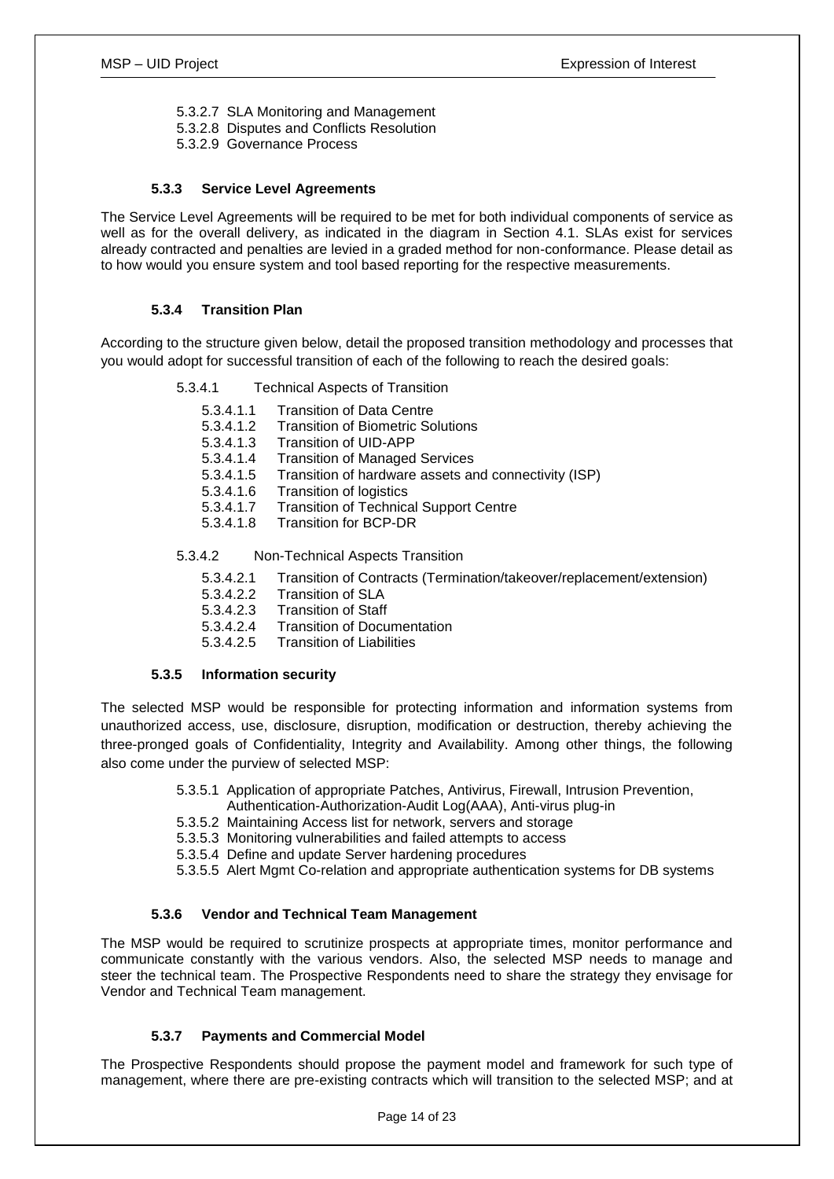5.3.2.7 SLA Monitoring and Management
5.3.2.8 Disputes and Conflicts Resolution
5.3.2.9 Governance Process

### 5.3.3 Service Level Agreements

The Service Level Agreements will be required to be met for both individual components of service as well as for the overall delivery, as indicated in the diagram in Section 4.1. SLAs exist for services already contracted and penalties are levied in a graded method for non-conformance. Please detail as to how would you ensure system and tool based reporting for the respective measurements.

### 5.3.4 Transition Plan

According to the structure given below, detail the proposed transition methodology and processes that you would adopt for successful transition of each of the following to reach the desired goals:

5.3.4.1 Technical Aspects of Transition

- 5.3.4.1.1 Transition of Data Centre
- 5.3.4.1.2 Transition of Biometric Solutions
- 5.3.4.1.3 Transition of UID-APP
- 5.3.4.1.4 Transition of Managed Services
- 5.3.4.1.5 Transition of hardware assets and connectivity (ISP)
- 5.3.4.1.6 Transition of logistics
- 5.3.4.1.7 Transition of Technical Support Centre
- 5.3.4.1.8 Transition for BCP-DR

5.3.4.2 Non-Technical Aspects Transition

- 5.3.4.2.1 Transition of Contracts (Termination/takeover/replacement/extension)
- 5.3.4.2.2 Transition of SLA
- 5.3.4.2.3 Transition of Staff
- 5.3.4.2.4 Transition of Documentation
- 5.3.4.2.5 Transition of Liabilities

### 5.3.5 Information security

The selected MSP would be responsible for protecting information and information systems from unauthorized access, use, disclosure, disruption, modification or destruction, thereby achieving the three-pronged goals of Confidentiality, Integrity and Availability. Among other things, the following also come under the purview of selected MSP:

- 5.3.5.1 Application of appropriate Patches, Antivirus, Firewall, Intrusion Prevention, Authentication-Authorization-Audit Log(AAA), Anti-virus plug-in
- 5.3.5.2 Maintaining Access list for network, servers and storage
- 5.3.5.3 Monitoring vulnerabilities and failed attempts to access
- 5.3.5.4 Define and update Server hardening procedures
- 5.3.5.5 Alert Mgmt Co-relation and appropriate authentication systems for DB systems

### 5.3.6 Vendor and Technical Team Management

The MSP would be required to scrutinize prospects at appropriate times, monitor performance and communicate constantly with the various vendors. Also, the selected MSP needs to manage and steer the technical team. The Prospective Respondents need to share the strategy they envisage for Vendor and Technical Team management.

### 5.3.7 Payments and Commercial Model

The Prospective Respondents should propose the payment model and framework for such type of management, where there are pre-existing contracts which will transition to the selected MSP; and at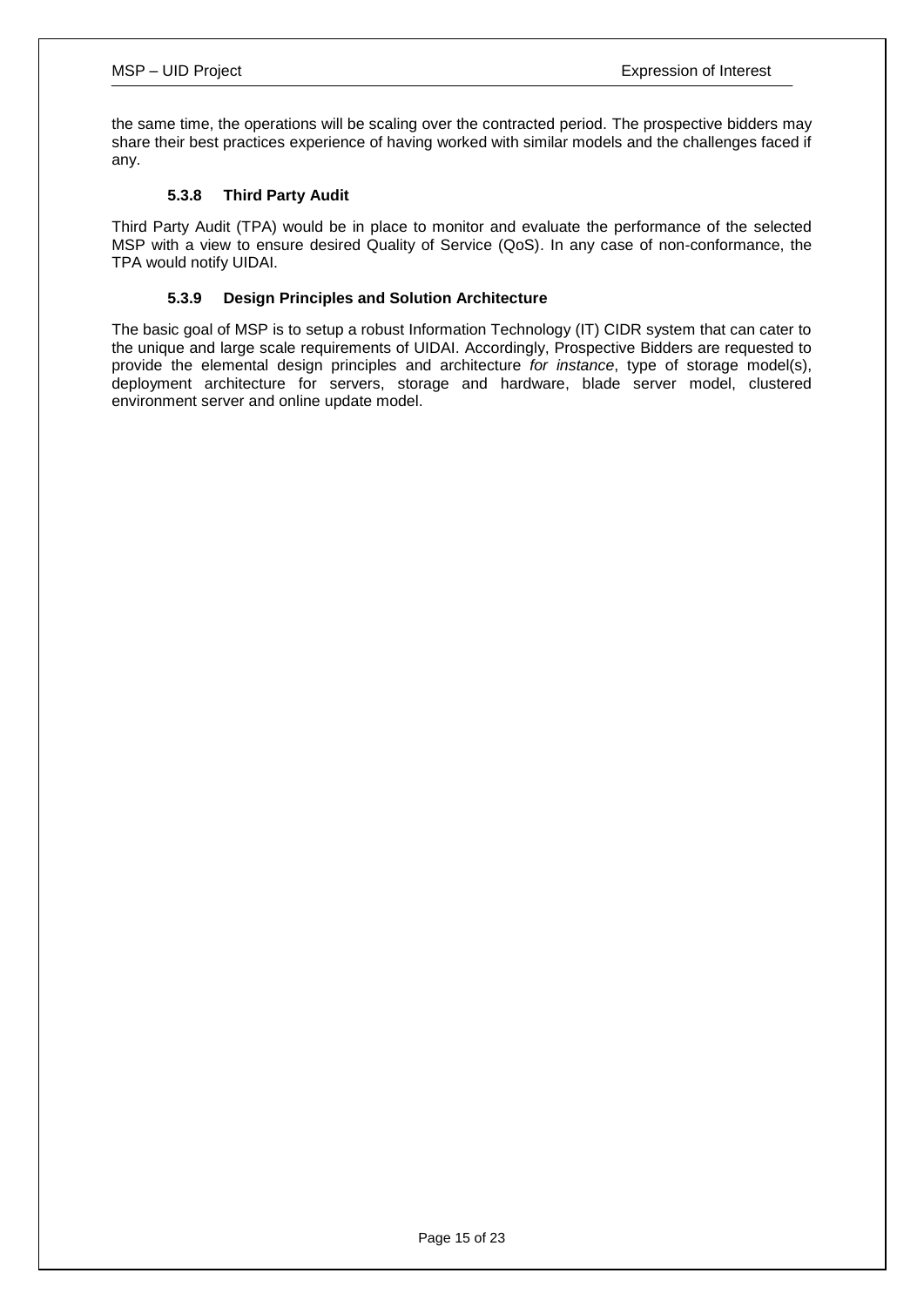the same time, the operations will be scaling over the contracted period. The prospective bidders may share their best practices experience of having worked with similar models and the challenges faced if any.

#### 5.3.8 Third Party Audit

Third Party Audit (TPA) would be in place to monitor and evaluate the performance of the selected MSP with a view to ensure desired Quality of Service (QoS). In any case of non-conformance, the TPA would notify UIDAI.

#### 5.3.9 Design Principles and Solution Architecture

The basic goal of MSP is to setup a robust Information Technology (IT) CIDR system that can cater to the unique and large scale requirements of UIDAI. Accordingly, Prospective Bidders are requested to provide the elemental design principles and architecture *for instance*, type of storage model(s), deployment architecture for servers, storage and hardware, blade server model, clustered environment server and online update model.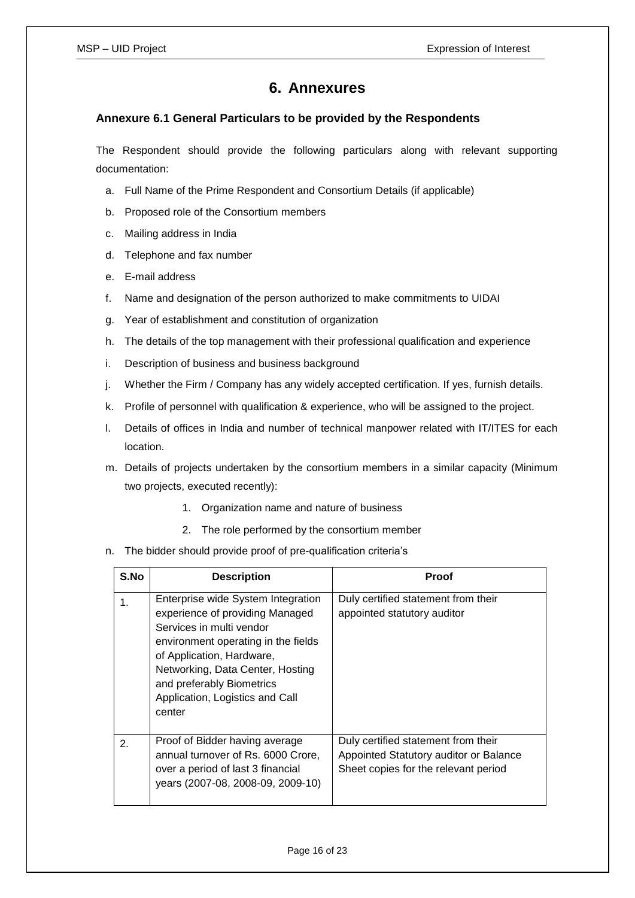# 6. Annexures

### Annexure 6.1 General Particulars to be provided by the Respondents

The Respondent should provide the following particulars along with relevant supporting documentation:

a. Full Name of the Prime Respondent and Consortium Details (if applicable)

b. Proposed role of the Consortium members

c. Mailing address in India

d. Telephone and fax number

e. E-mail address

f. Name and designation of the person authorized to make commitments to UIDAI

g. Year of establishment and constitution of organization

h. The details of the top management with their professional qualification and experience

i. Description of business and business background

j. Whether the Firm / Company has any widely accepted certification. If yes, furnish details.

k. Profile of personnel with qualification & experience, who will be assigned to the project.

l. Details of offices in India and number of technical manpower related with IT/ITES for each location.

m. Details of projects undertaken by the consortium members in a similar capacity (Minimum two projects, executed recently):

   1. Organization name and nature of business
   2. The role performed by the consortium member

n. The bidder should provide proof of pre-qualification criteria's

| S.No | Description | Proof |
|---|---|---|
| 1. | Enterprise wide System Integration experience of providing Managed Services in multi vendor environment operating in the fields of Application, Hardware, Networking, Data Center, Hosting and preferably Biometrics Application, Logistics and Call center | Duly certified statement from their appointed statutory auditor |
| 2. | Proof of Bidder having average annual turnover of Rs. 6000 Crore, over a period of last 3 financial years (2007-08, 2008-09, 2009-10) | Duly certified statement from their Appointed Statutory auditor or Balance Sheet copies for the relevant period |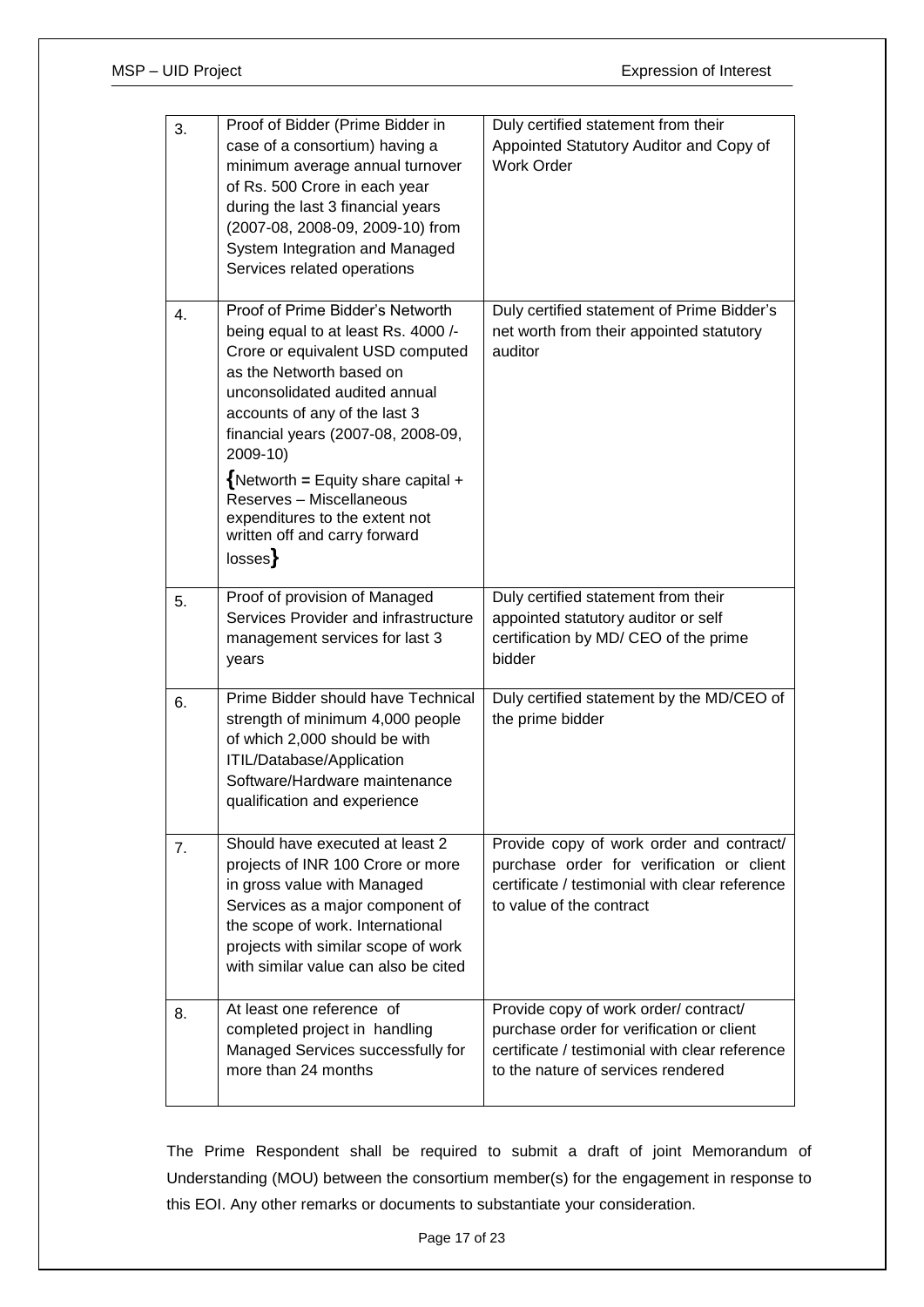| 3. | Proof of Bidder (Prime Bidder in case of a consortium) having a minimum average annual turnover of Rs. 500 Crore in each year during the last 3 financial years (2007-08, 2008-09, 2009-10) from System Integration and Managed Services related operations | Duly certified statement from their Appointed Statutory Auditor and Copy of Work Order |
|---|---|---|
| 4. | Proof of Prime Bidder's Networth being equal to at least Rs. 4000 /- Crore or equivalent USD computed as the Networth based on unconsolidated audited annual accounts of any of the last 3 financial years (2007-08, 2008-09, 2009-10) {Networth **=** Equity share capital + Reserves – Miscellaneous expenditures to the extent not written off and carry forward losses} | Duly certified statement of Prime Bidder's net worth from their appointed statutory auditor |
| 5. | Proof of provision of Managed Services Provider and infrastructure management services for last 3 years | Duly certified statement from their appointed statutory auditor or self certification by MD/ CEO of the prime bidder |
| 6. | Prime Bidder should have Technical strength of minimum 4,000 people of which 2,000 should be with ITIL/Database/Application Software/Hardware maintenance qualification and experience | Duly certified statement by the MD/CEO of the prime bidder |
| 7. | Should have executed at least 2 projects of INR 100 Crore or more in gross value with Managed Services as a major component of the scope of work. International projects with similar scope of work with similar value can also be cited | Provide copy of work order and contract/ purchase order for verification or client certificate / testimonial with clear reference to value of the contract |
| 8. | At least one reference of completed project in handling Managed Services successfully for more than 24 months | Provide copy of work order/ contract/ purchase order for verification or client certificate / testimonial with clear reference to the nature of services rendered |

The Prime Respondent shall be required to submit a draft of joint Memorandum of Understanding (MOU) between the consortium member(s) for the engagement in response to this EOI. Any other remarks or documents to substantiate your consideration.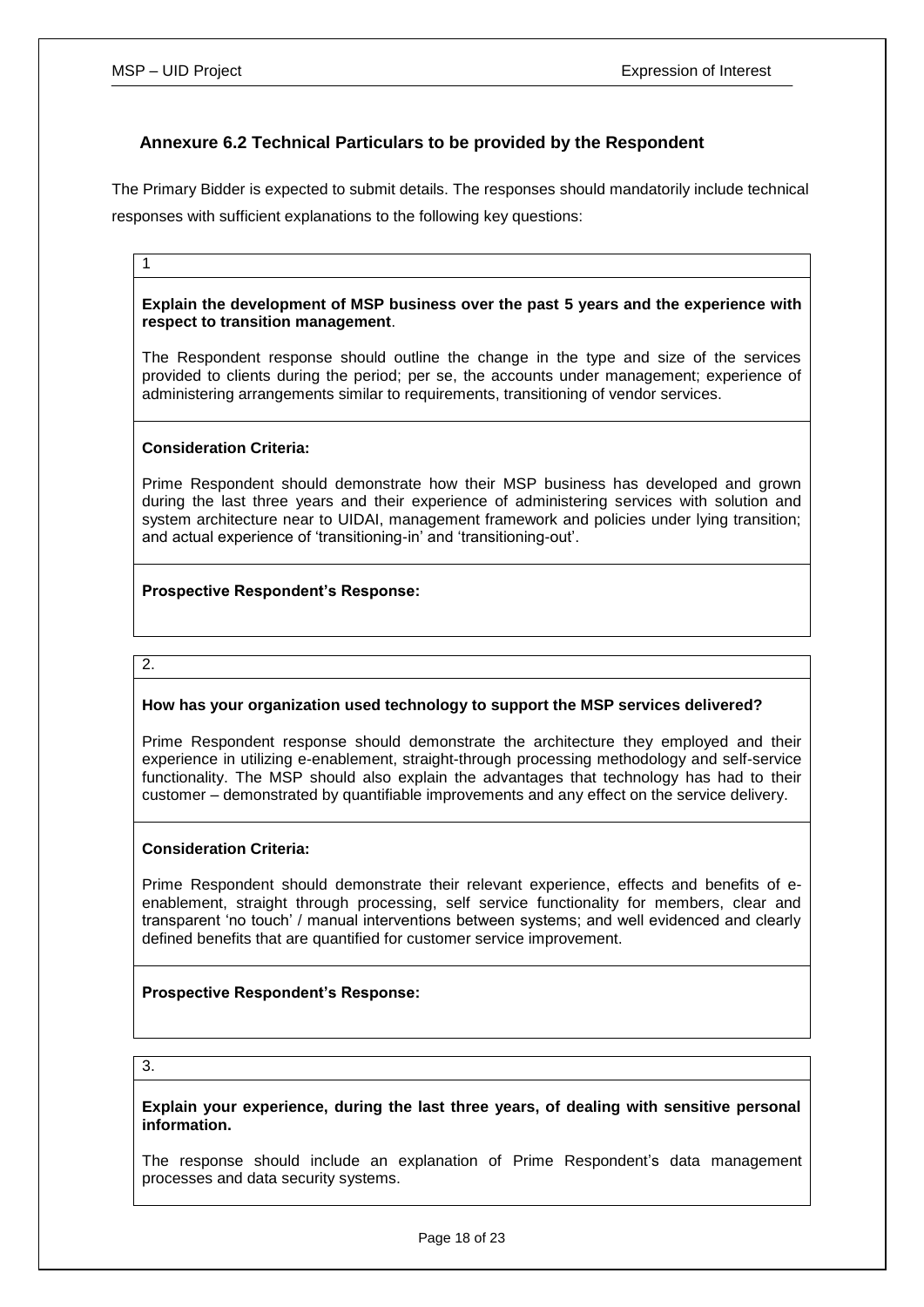## Annexure 6.2 Technical Particulars to be provided by the Respondent

The Primary Bidder is expected to submit details. The responses should mandatorily include technical responses with sufficient explanations to the following key questions:

1

**Explain the development of MSP business over the past 5 years and the experience with respect to transition management**.

The Respondent response should outline the change in the type and size of the services provided to clients during the period; per se, the accounts under management; experience of administering arrangements similar to requirements, transitioning of vendor services.

**Consideration Criteria:**

Prime Respondent should demonstrate how their MSP business has developed and grown during the last three years and their experience of administering services with solution and system architecture near to UIDAI, management framework and policies under lying transition; and actual experience of 'transitioning-in' and 'transitioning-out'.

**Prospective Respondent's Response:**

2.

**How has your organization used technology to support the MSP services delivered?**

Prime Respondent response should demonstrate the architecture they employed and their experience in utilizing e-enablement, straight-through processing methodology and self-service functionality. The MSP should also explain the advantages that technology has had to their customer – demonstrated by quantifiable improvements and any effect on the service delivery.

**Consideration Criteria:**

Prime Respondent should demonstrate their relevant experience, effects and benefits of e-enablement, straight through processing, self service functionality for members, clear and transparent 'no touch' / manual interventions between systems; and well evidenced and clearly defined benefits that are quantified for customer service improvement.

**Prospective Respondent's Response:**

3.

**Explain your experience, during the last three years, of dealing with sensitive personal information.**

The response should include an explanation of Prime Respondent's data management processes and data security systems.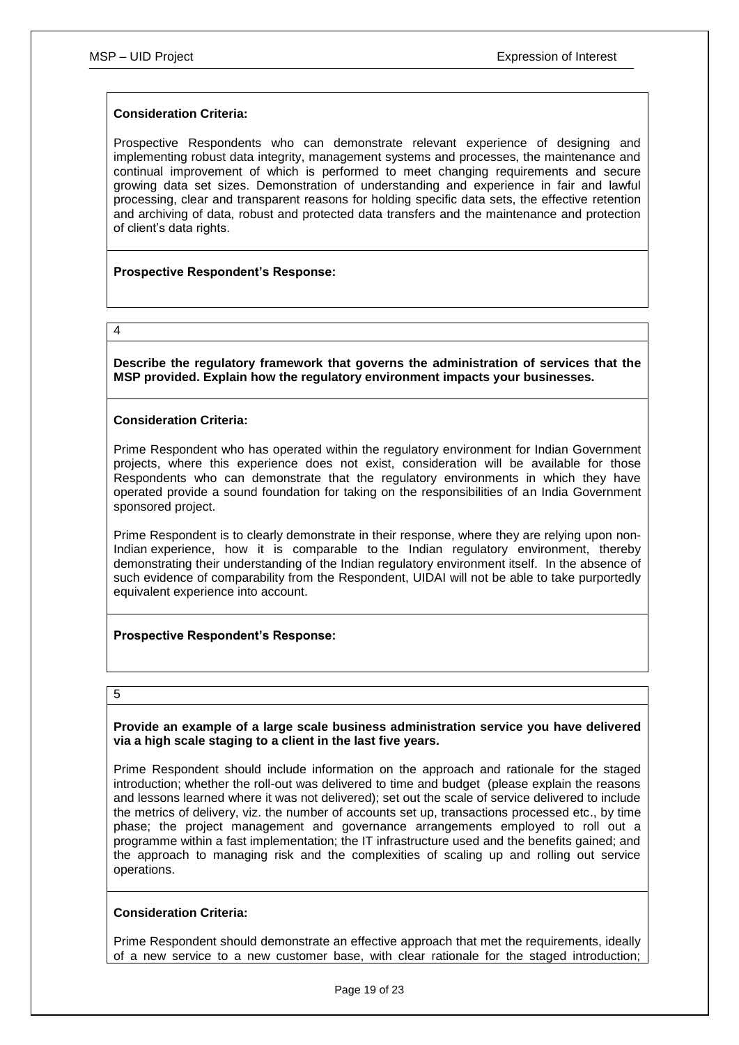**Consideration Criteria:**

Prospective Respondents who can demonstrate relevant experience of designing and implementing robust data integrity, management systems and processes, the maintenance and continual improvement of which is performed to meet changing requirements and secure growing data set sizes. Demonstration of understanding and experience in fair and lawful processing, clear and transparent reasons for holding specific data sets, the effective retention and archiving of data, robust and protected data transfers and the maintenance and protection of client's data rights.

**Prospective Respondent's Response:**

4

**Describe the regulatory framework that governs the administration of services that the MSP provided. Explain how the regulatory environment impacts your businesses.**

**Consideration Criteria:**

Prime Respondent who has operated within the regulatory environment for Indian Government projects, where this experience does not exist, consideration will be available for those Respondents who can demonstrate that the regulatory environments in which they have operated provide a sound foundation for taking on the responsibilities of an India Government sponsored project.

Prime Respondent is to clearly demonstrate in their response, where they are relying upon non-Indian experience, how it is comparable to the Indian regulatory environment, thereby demonstrating their understanding of the Indian regulatory environment itself. In the absence of such evidence of comparability from the Respondent, UIDAI will not be able to take purportedly equivalent experience into account.

**Prospective Respondent's Response:**

5

**Provide an example of a large scale business administration service you have delivered via a high scale staging to a client in the last five years.**

Prime Respondent should include information on the approach and rationale for the staged introduction; whether the roll-out was delivered to time and budget (please explain the reasons and lessons learned where it was not delivered); set out the scale of service delivered to include the metrics of delivery, viz. the number of accounts set up, transactions processed etc., by time phase; the project management and governance arrangements employed to roll out a programme within a fast implementation; the IT infrastructure used and the benefits gained; and the approach to managing risk and the complexities of scaling up and rolling out service operations.

**Consideration Criteria:**

Prime Respondent should demonstrate an effective approach that met the requirements, ideally of a new service to a new customer base, with clear rationale for the staged introduction;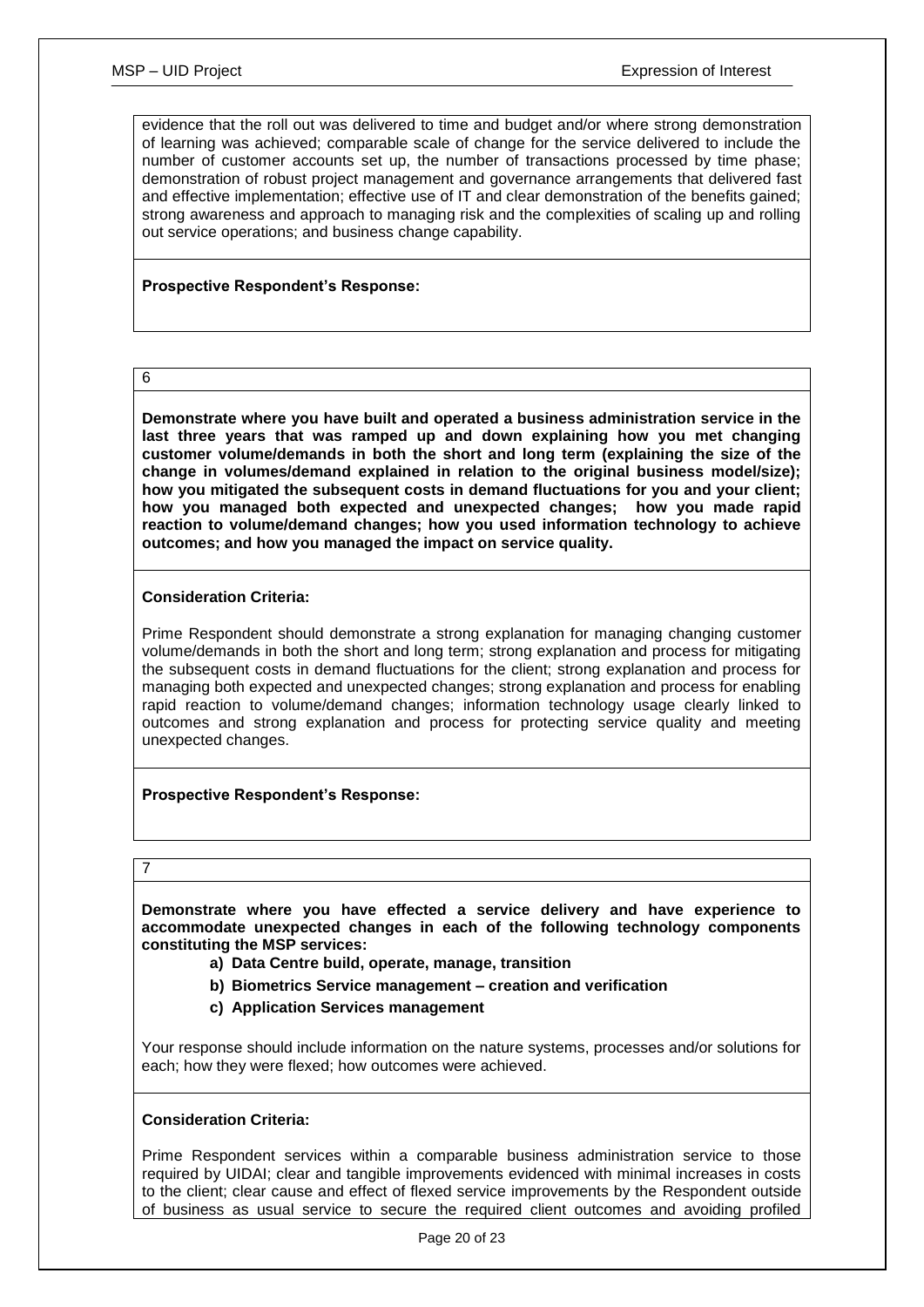evidence that the roll out was delivered to time and budget and/or where strong demonstration of learning was achieved; comparable scale of change for the service delivered to include the number of customer accounts set up, the number of transactions processed by time phase; demonstration of robust project management and governance arrangements that delivered fast and effective implementation; effective use of IT and clear demonstration of the benefits gained; strong awareness and approach to managing risk and the complexities of scaling up and rolling out service operations; and business change capability.

**Prospective Respondent's Response:**

---

6

**Demonstrate where you have built and operated a business administration service in the last three years that was ramped up and down explaining how you met changing customer volume/demands in both the short and long term (explaining the size of the change in volumes/demand explained in relation to the original business model/size); how you mitigated the subsequent costs in demand fluctuations for you and your client; how you managed both expected and unexpected changes; how you made rapid reaction to volume/demand changes; how you used information technology to achieve outcomes; and how you managed the impact on service quality.**

**Consideration Criteria:**

Prime Respondent should demonstrate a strong explanation for managing changing customer volume/demands in both the short and long term; strong explanation and process for mitigating the subsequent costs in demand fluctuations for the client; strong explanation and process for managing both expected and unexpected changes; strong explanation and process for enabling rapid reaction to volume/demand changes; information technology usage clearly linked to outcomes and strong explanation and process for protecting service quality and meeting unexpected changes.

**Prospective Respondent's Response:**

---

7

**Demonstrate where you have effected a service delivery and have experience to accommodate unexpected changes in each of the following technology components constituting the MSP services:**

- **a) Data Centre build, operate, manage, transition**
- **b) Biometrics Service management – creation and verification**
- **c) Application Services management**

Your response should include information on the nature systems, processes and/or solutions for each; how they were flexed; how outcomes were achieved.

**Consideration Criteria:**

Prime Respondent services within a comparable business administration service to those required by UIDAI; clear and tangible improvements evidenced with minimal increases in costs to the client; clear cause and effect of flexed service improvements by the Respondent outside of business as usual service to secure the required client outcomes and avoiding profiled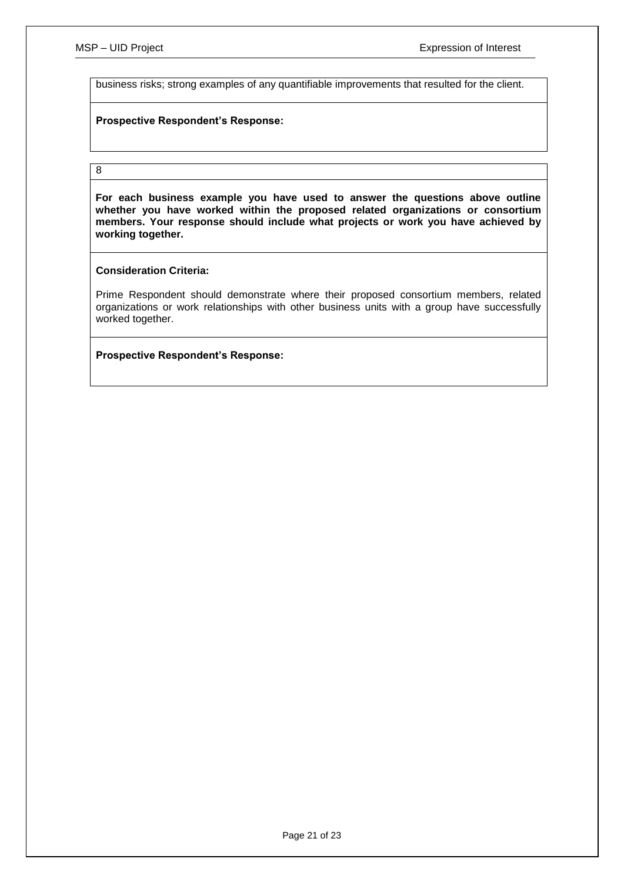business risks; strong examples of any quantifiable improvements that resulted for the client.

**Prospective Respondent's Response:**

8

**For each business example you have used to answer the questions above outline whether you have worked within the proposed related organizations or consortium members. Your response should include what projects or work you have achieved by working together.**

**Consideration Criteria:**

Prime Respondent should demonstrate where their proposed consortium members, related organizations or work relationships with other business units with a group have successfully worked together.

**Prospective Respondent's Response:**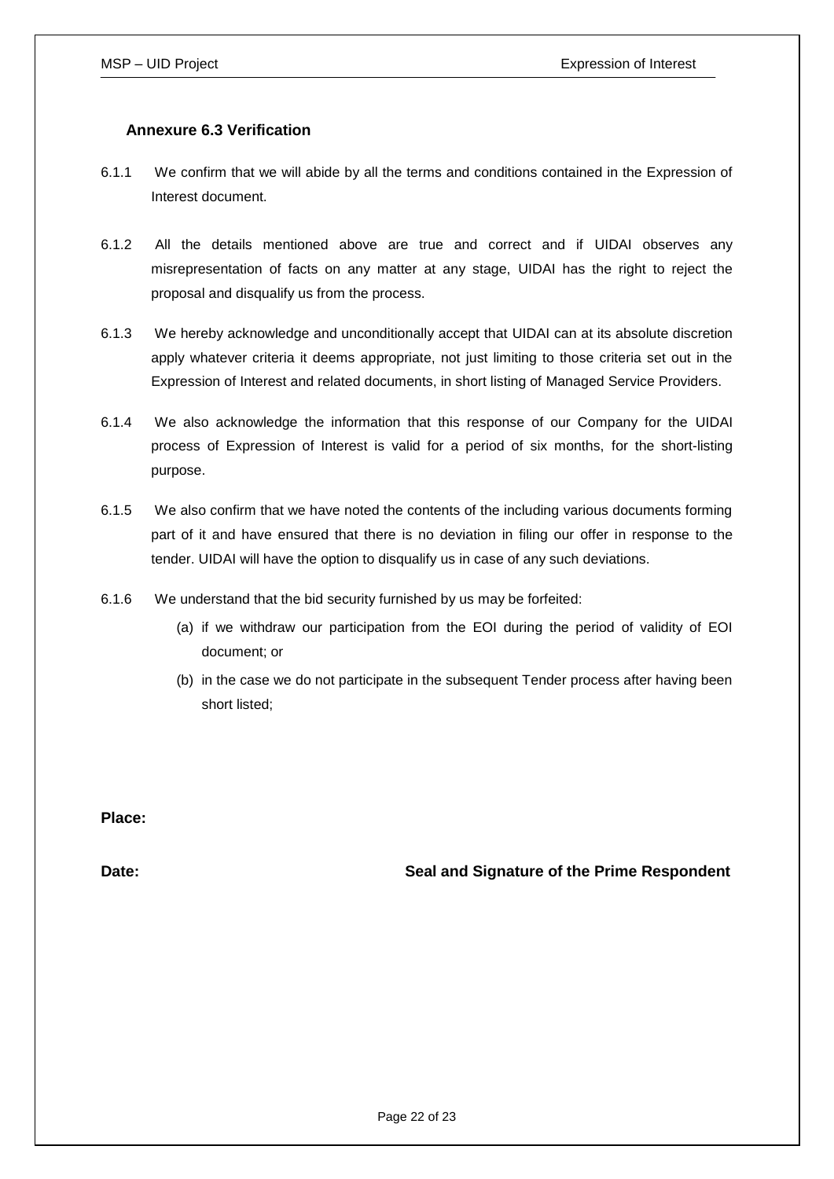### Annexure 6.3 Verification

6.1.1 We confirm that we will abide by all the terms and conditions contained in the Expression of Interest document.

6.1.2 All the details mentioned above are true and correct and if UIDAI observes any misrepresentation of facts on any matter at any stage, UIDAI has the right to reject the proposal and disqualify us from the process.

6.1.3 We hereby acknowledge and unconditionally accept that UIDAI can at its absolute discretion apply whatever criteria it deems appropriate, not just limiting to those criteria set out in the Expression of Interest and related documents, in short listing of Managed Service Providers.

6.1.4 We also acknowledge the information that this response of our Company for the UIDAI process of Expression of Interest is valid for a period of six months, for the short-listing purpose.

6.1.5 We also confirm that we have noted the contents of the including various documents forming part of it and have ensured that there is no deviation in filing our offer in response to the tender. UIDAI will have the option to disqualify us in case of any such deviations.

6.1.6 We understand that the bid security furnished by us may be forfeited:

(a) if we withdraw our participation from the EOI during the period of validity of EOI document; or

(b) in the case we do not participate in the subsequent Tender process after having been short listed;

**Place:**

**Date:** **Seal and Signature of the Prime Respondent**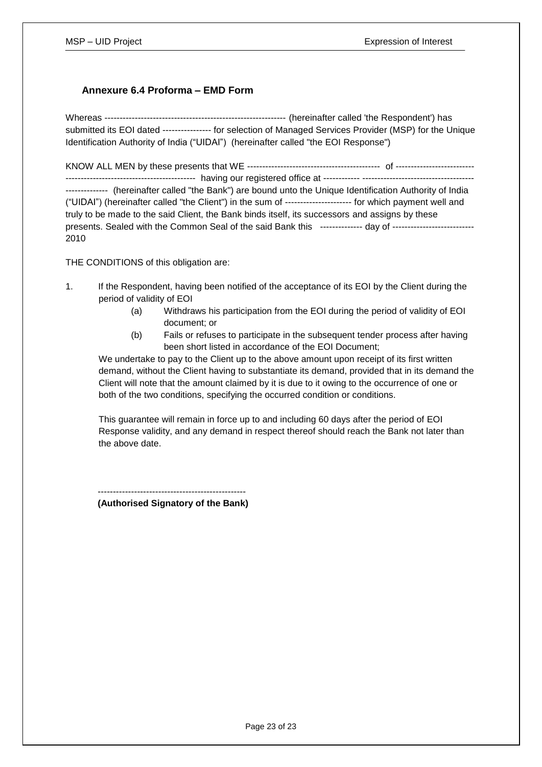## Annexure 6.4 Proforma – EMD Form

Whereas ------------------------------------------------------------ (hereinafter called 'the Respondent') has submitted its EOI dated ---------------- for selection of Managed Services Provider (MSP) for the Unique Identification Authority of India ("UIDAI") (hereinafter called "the EOI Response")

KNOW ALL MEN by these presents that WE -------------------------------------------- of -------------------------- ------------------------------------------- having our registered office at ------------ ------------------------------------- -------------- (hereinafter called "the Bank") are bound unto the Unique Identification Authority of India ("UIDAI") (hereinafter called "the Client") in the sum of ---------------------- for which payment well and truly to be made to the said Client, the Bank binds itself, its successors and assigns by these presents. Sealed with the Common Seal of the said Bank this -------------- day of --------------------------- 2010

THE CONDITIONS of this obligation are:

1. If the Respondent, having been notified of the acceptance of its EOI by the Client during the period of validity of EOI
   - (a) Withdraws his participation from the EOI during the period of validity of EOI document; or
   - (b) Fails or refuses to participate in the subsequent tender process after having been short listed in accordance of the EOI Document;

   We undertake to pay to the Client up to the above amount upon receipt of its first written demand, without the Client having to substantiate its demand, provided that in its demand the Client will note that the amount claimed by it is due to it owing to the occurrence of one or both of the two conditions, specifying the occurred condition or conditions.

   This guarantee will remain in force up to and including 60 days after the period of EOI Response validity, and any demand in respect thereof should reach the Bank not later than the above date.

-------------------------------------------------

**(Authorised Signatory of the Bank)**